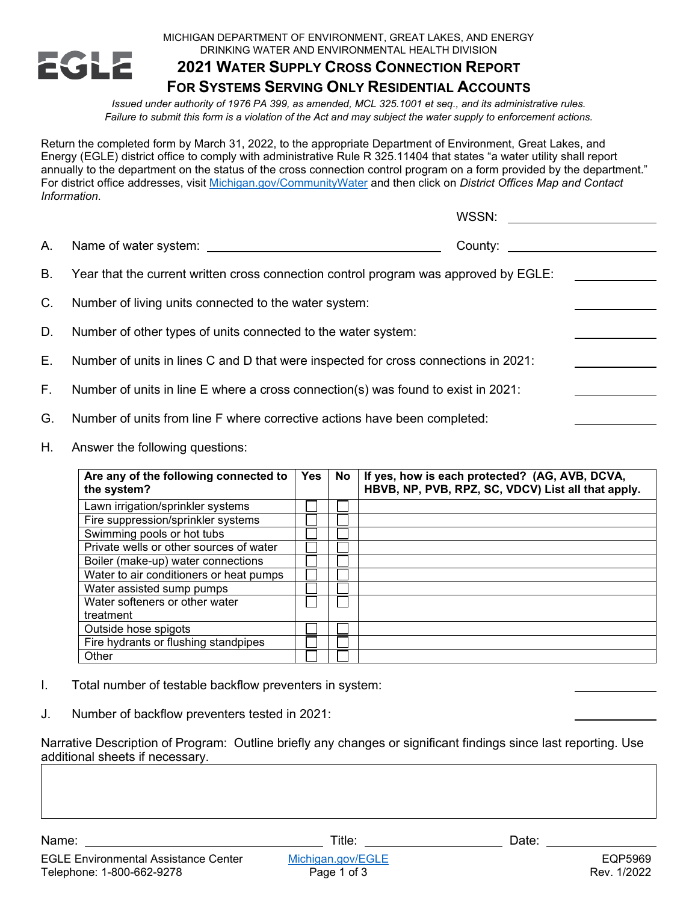MICHIGAN DEPARTMENT OF ENVIRONMENT, GREAT LAKES, AND ENERGY
DRINKING WATER AND ENVIRONMENTAL HEALTH DIVISION

EGLE

# 2021 Water Supply Cross Connection Report For Systems Serving Only Residential Accounts

*Issued under authority of 1976 PA 399, as amended, MCL 325.1001 et seq., and its administrative rules.*
*Failure to submit this form is a violation of the Act and may subject the water supply to enforcement actions.*

Return the completed form by March 31, 2022, to the appropriate Department of Environment, Great Lakes, and Energy (EGLE) district office to comply with administrative Rule R 325.11404 that states "a water utility shall report annually to the department on the status of the cross connection control program on a form provided by the department." For district office addresses, visit Michigan.gov/CommunityWater and then click on *District Offices Map and Contact Information.*

WSSN: ____________

A. Name of water system: ____________ County: ____________

B. Year that the current written cross connection control program was approved by EGLE: ____________

C. Number of living units connected to the water system: ____________

D. Number of other types of units connected to the water system: ____________

E. Number of units in lines C and D that were inspected for cross connections in 2021: ____________

F. Number of units in line E where a cross connection(s) was found to exist in 2021: ____________

G. Number of units from line F where corrective actions have been completed: ____________

H. Answer the following questions:

| Are any of the following connected to the system? | Yes | No | If yes, how is each protected? (AG, AVB, DCVA, HBVB, NP, PVB, RPZ, SC, VDCV) List all that apply. |
|---|---|---|---|
| Lawn irrigation/sprinkler systems | ☐ | ☐ | |
| Fire suppression/sprinkler systems | ☐ | ☐ | |
| Swimming pools or hot tubs | ☐ | ☐ | |
| Private wells or other sources of water | ☐ | ☐ | |
| Boiler (make-up) water connections | ☐ | ☐ | |
| Water to air conditioners or heat pumps | ☐ | ☐ | |
| Water assisted sump pumps | ☐ | ☐ | |
| Water softeners or other water treatment | ☐ | ☐ | |
| Outside hose spigots | ☐ | ☐ | |
| Fire hydrants or flushing standpipes | ☐ | ☐ | |
| Other | ☐ | ☐ | |

I. Total number of testable backflow preventers in system: ____________

J. Number of backflow preventers tested in 2021: ____________

Narrative Description of Program: Outline briefly any changes or significant findings since last reporting. Use additional sheets if necessary.

Name: ____________ Title: ____________ Date: ____________

EGLE Environmental Assistance Center
Telephone: 1-800-662-9278

Michigan.gov/EGLE

EQP5969
Rev. 1/2022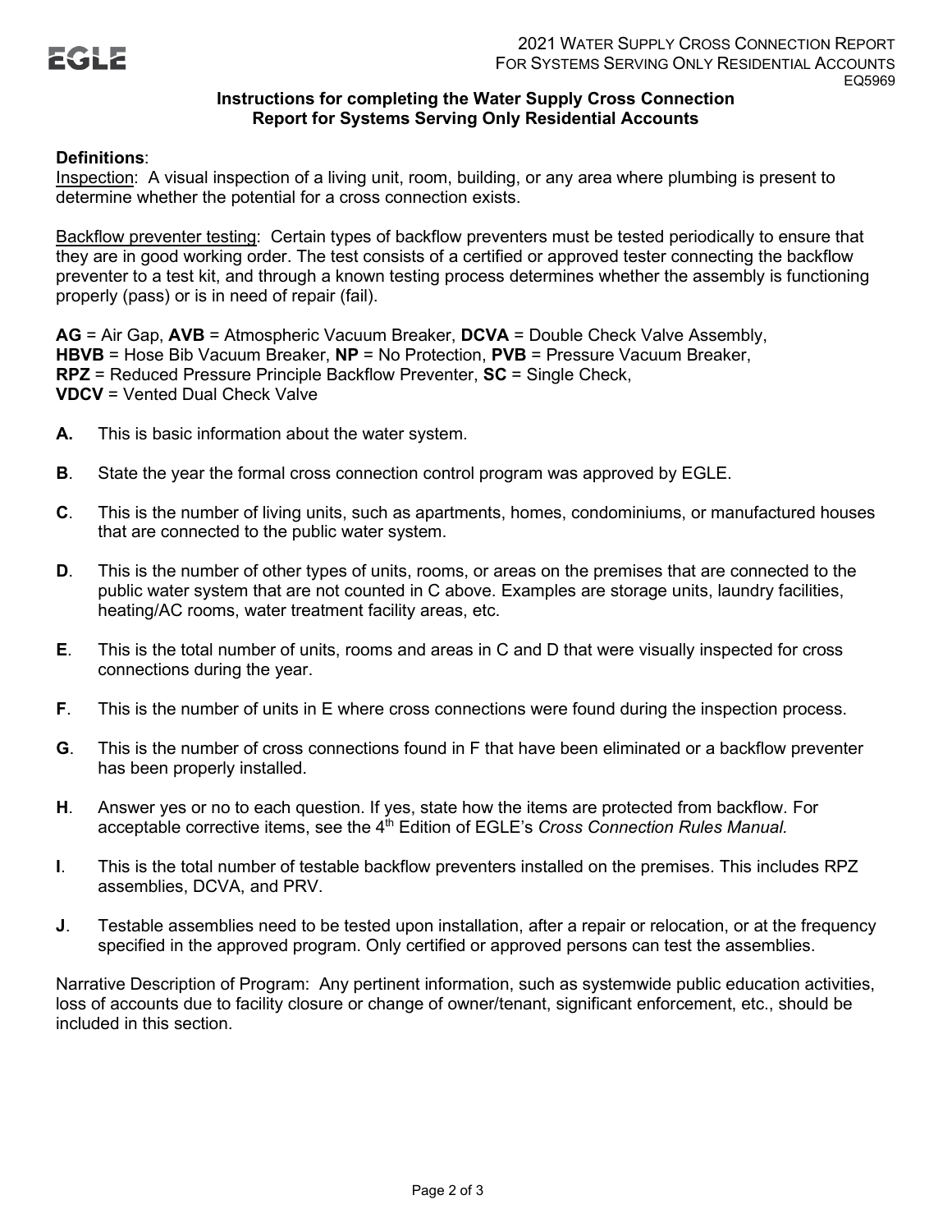## Instructions for completing the Water Supply Cross Connection Report for Systems Serving Only Residential Accounts

**Definitions**:

Inspection: A visual inspection of a living unit, room, building, or any area where plumbing is present to determine whether the potential for a cross connection exists.

Backflow preventer testing: Certain types of backflow preventers must be tested periodically to ensure that they are in good working order. The test consists of a certified or approved tester connecting the backflow preventer to a test kit, and through a known testing process determines whether the assembly is functioning properly (pass) or is in need of repair (fail).

**AG** = Air Gap, **AVB** = Atmospheric Vacuum Breaker, **DCVA** = Double Check Valve Assembly, **HBVB** = Hose Bib Vacuum Breaker, **NP** = No Protection, **PVB** = Pressure Vacuum Breaker, **RPZ** = Reduced Pressure Principle Backflow Preventer, **SC** = Single Check, **VDCV** = Vented Dual Check Valve

**A.** This is basic information about the water system.

**B**. State the year the formal cross connection control program was approved by EGLE.

**C**. This is the number of living units, such as apartments, homes, condominiums, or manufactured houses that are connected to the public water system.

**D**. This is the number of other types of units, rooms, or areas on the premises that are connected to the public water system that are not counted in C above. Examples are storage units, laundry facilities, heating/AC rooms, water treatment facility areas, etc.

**E**. This is the total number of units, rooms and areas in C and D that were visually inspected for cross connections during the year.

**F**. This is the number of units in E where cross connections were found during the inspection process.

**G**. This is the number of cross connections found in F that have been eliminated or a backflow preventer has been properly installed.

**H**. Answer yes or no to each question. If yes, state how the items are protected from backflow. For acceptable corrective items, see the 4th Edition of EGLE's *Cross Connection Rules Manual.*

**I**. This is the total number of testable backflow preventers installed on the premises. This includes RPZ assemblies, DCVA, and PRV.

**J**. Testable assemblies need to be tested upon installation, after a repair or relocation, or at the frequency specified in the approved program. Only certified or approved persons can test the assemblies.

Narrative Description of Program: Any pertinent information, such as systemwide public education activities, loss of accounts due to facility closure or change of owner/tenant, significant enforcement, etc., should be included in this section.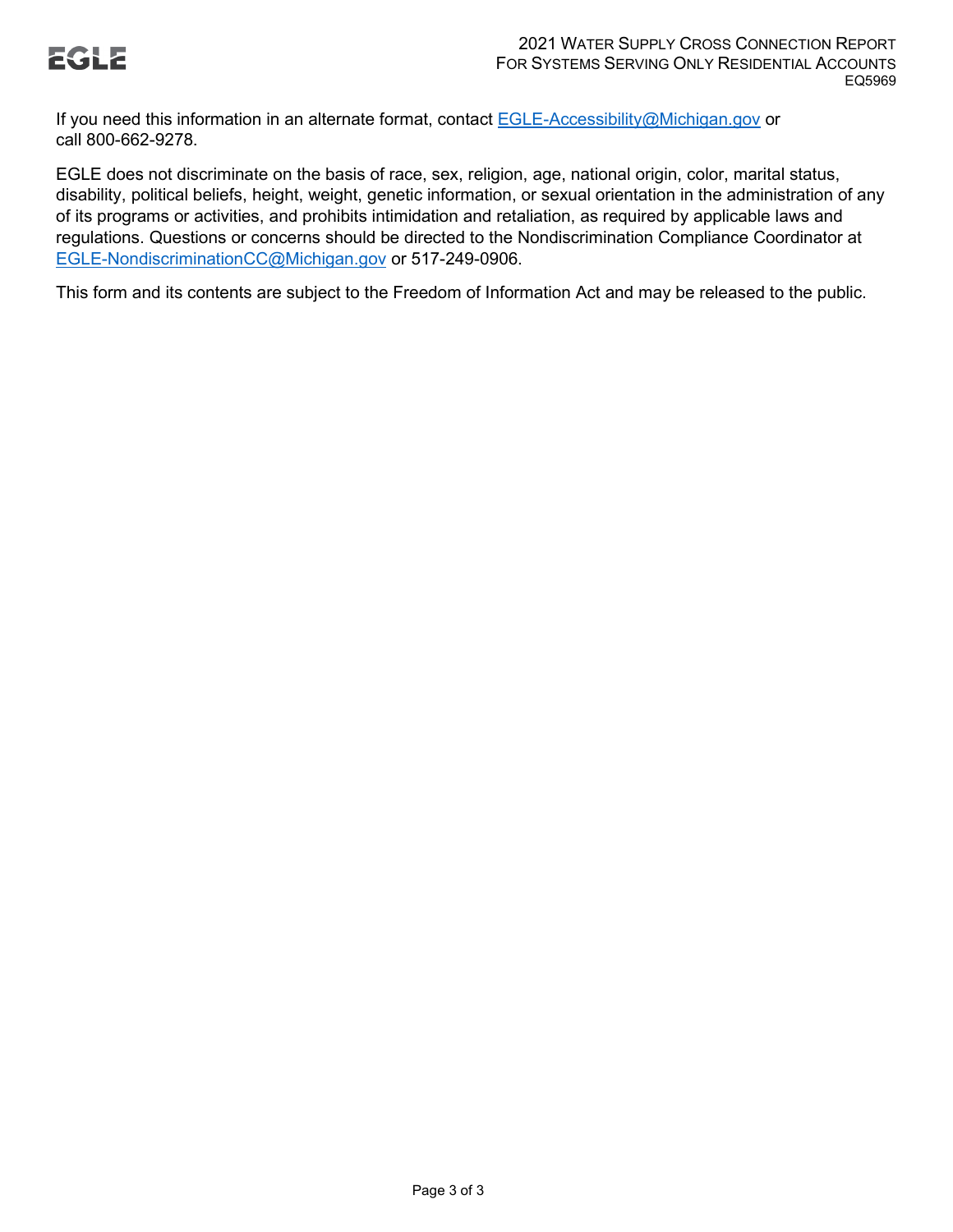If you need this information in an alternate format, contact EGLE-Accessibility@Michigan.gov or call 800-662-9278.

EGLE does not discriminate on the basis of race, sex, religion, age, national origin, color, marital status, disability, political beliefs, height, weight, genetic information, or sexual orientation in the administration of any of its programs or activities, and prohibits intimidation and retaliation, as required by applicable laws and regulations. Questions or concerns should be directed to the Nondiscrimination Compliance Coordinator at EGLE-NondiscriminationCC@Michigan.gov or 517-249-0906.

This form and its contents are subject to the Freedom of Information Act and may be released to the public.